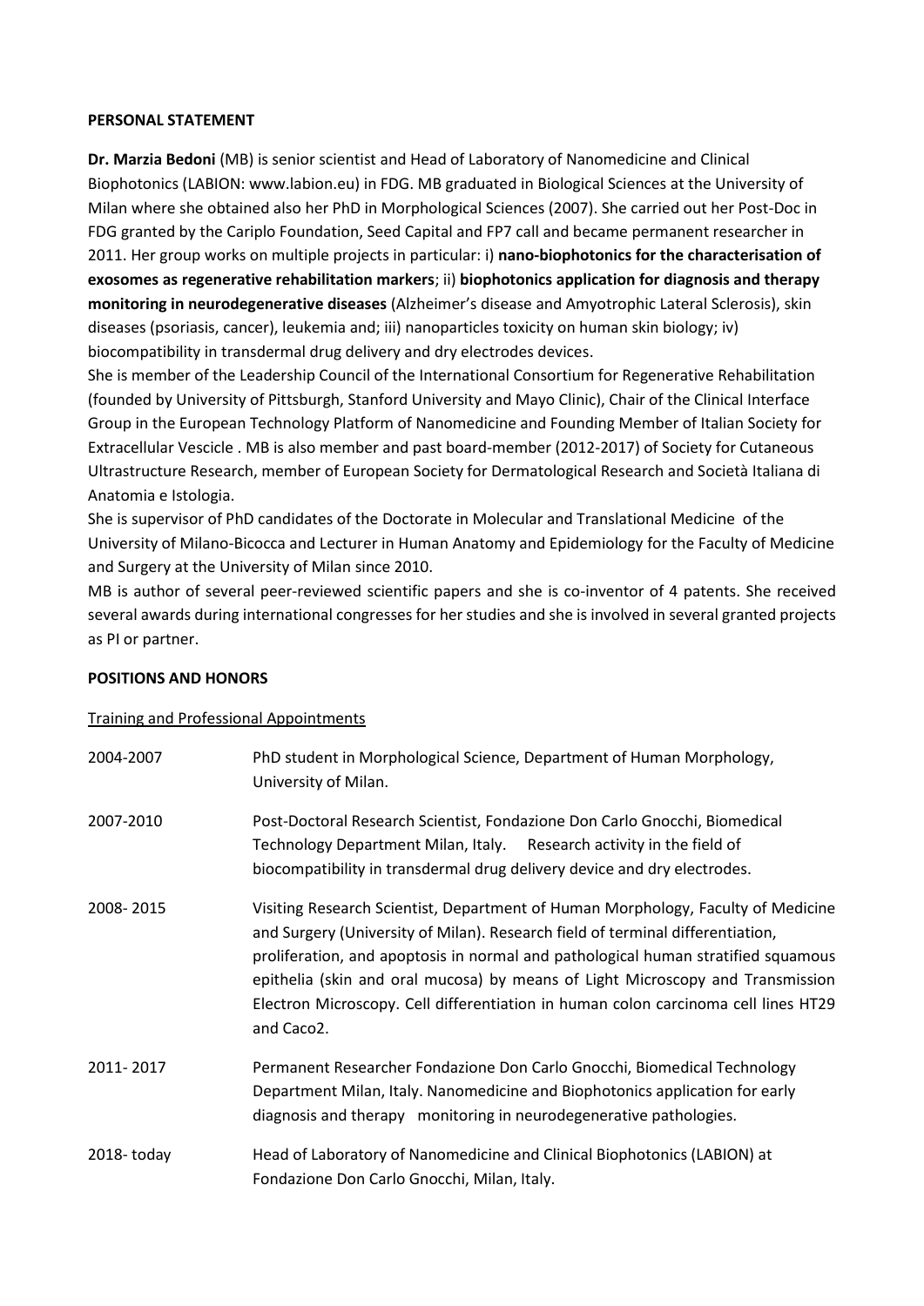**PERSONAL STATEMENT**

**Dr. Marzia Bedoni** (MB) is senior scientist and Head of Laboratory of Nanomedicine and Clinical Biophotonics (LABION: www.labion.eu) in FDG. MB graduated in Biological Sciences at the University of Milan where she obtained also her PhD in Morphological Sciences (2007). She carried out her Post-Doc in FDG granted by the Cariplo Foundation, Seed Capital and FP7 call and became permanent researcher in 2011. Her group works on multiple projects in particular: i) **nano-biophotonics for the characterisation of exosomes as regenerative rehabilitation markers**; ii) **biophotonics application for diagnosis and therapy monitoring in neurodegenerative diseases** (Alzheimer's disease and Amyotrophic Lateral Sclerosis), skin diseases (psoriasis, cancer), leukemia and; iii) nanoparticles toxicity on human skin biology; iv) biocompatibility in transdermal drug delivery and dry electrodes devices.

She is member of the Leadership Council of the International Consortium for Regenerative Rehabilitation (founded by University of Pittsburgh, Stanford University and Mayo Clinic), Chair of the Clinical Interface Group in the European Technology Platform of Nanomedicine and Founding Member of Italian Society for Extracellular Vescicle . MB is also member and past board-member (2012-2017) of Society for Cutaneous Ultrastructure Research, member of European Society for Dermatological Research and Società Italiana di Anatomia e Istologia.

She is supervisor of PhD candidates of the Doctorate in Molecular and Translational Medicine of the University of Milano-Bicocca and Lecturer in Human Anatomy and Epidemiology for the Faculty of Medicine and Surgery at the University of Milan since 2010.

MB is author of several peer-reviewed scientific papers and she is co-inventor of 4 patents. She received several awards during international congresses for her studies and she is involved in several granted projects as PI or partner.

**POSITIONS AND HONORS**

Training and Professional Appointments

| | |
|---|---|
| 2004-2007 | PhD student in Morphological Science, Department of Human Morphology, University of Milan. |
| 2007-2010 | Post-Doctoral Research Scientist, Fondazione Don Carlo Gnocchi, Biomedical Technology Department Milan, Italy. Research activity in the field of biocompatibility in transdermal drug delivery device and dry electrodes. |
| 2008- 2015 | Visiting Research Scientist, Department of Human Morphology, Faculty of Medicine and Surgery (University of Milan). Research field of terminal differentiation, proliferation, and apoptosis in normal and pathological human stratified squamous epithelia (skin and oral mucosa) by means of Light Microscopy and Transmission Electron Microscopy. Cell differentiation in human colon carcinoma cell lines HT29 and Caco2. |
| 2011- 2017 | Permanent Researcher Fondazione Don Carlo Gnocchi, Biomedical Technology Department Milan, Italy. Nanomedicine and Biophotonics application for early diagnosis and therapy monitoring in neurodegenerative pathologies. |
| 2018- today | Head of Laboratory of Nanomedicine and Clinical Biophotonics (LABION) at Fondazione Don Carlo Gnocchi, Milan, Italy. |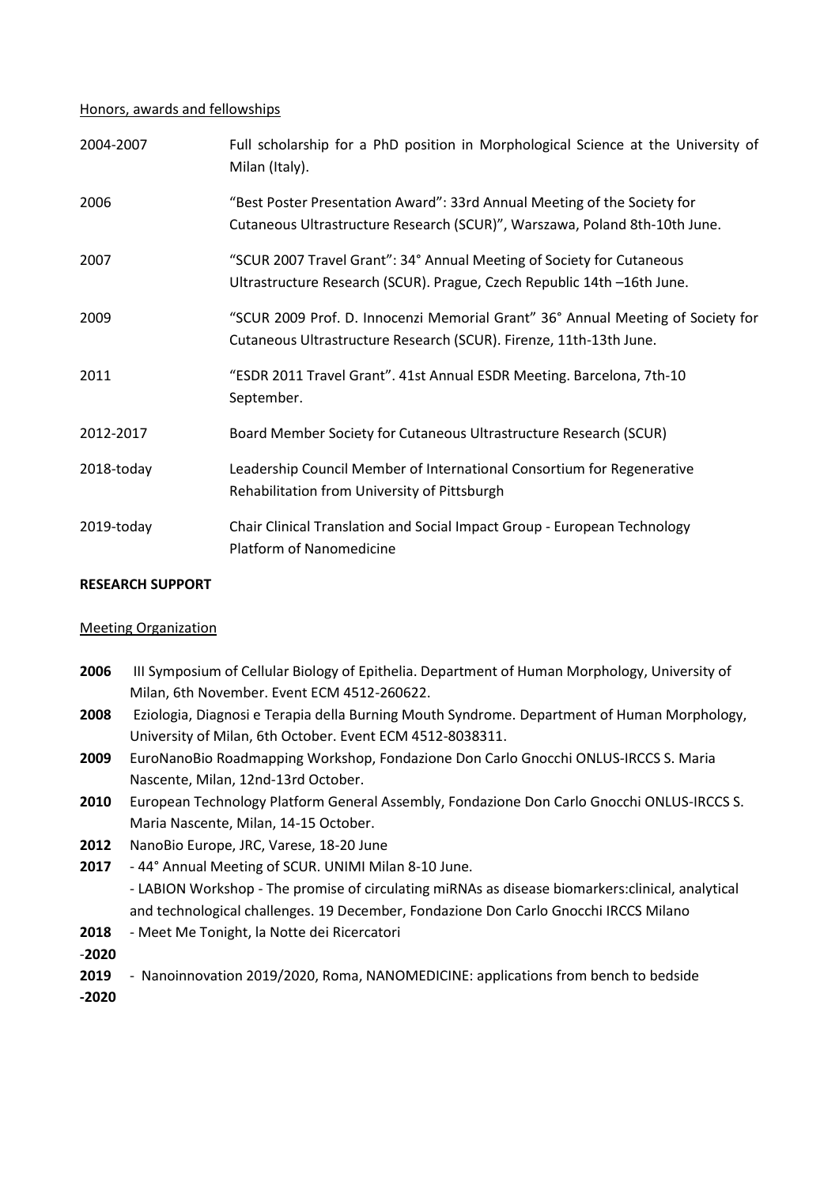<u>Honors, awards and fellowships</u>

| | |
|---|---|
| 2004-2007 | Full scholarship for a PhD position in Morphological Science at the University of Milan (Italy). |
| 2006 | "Best Poster Presentation Award": 33rd Annual Meeting of the Society for Cutaneous Ultrastructure Research (SCUR)", Warszawa, Poland 8th-10th June. |
| 2007 | "SCUR 2007 Travel Grant": 34° Annual Meeting of Society for Cutaneous Ultrastructure Research (SCUR). Prague, Czech Republic 14th –16th June. |
| 2009 | "SCUR 2009 Prof. D. Innocenzi Memorial Grant" 36° Annual Meeting of Society for Cutaneous Ultrastructure Research (SCUR). Firenze, 11th-13th June. |
| 2011 | "ESDR 2011 Travel Grant". 41st Annual ESDR Meeting. Barcelona, 7th-10 September. |
| 2012-2017 | Board Member Society for Cutaneous Ultrastructure Research (SCUR) |
| 2018-today | Leadership Council Member of International Consortium for Regenerative Rehabilitation from University of Pittsburgh |
| 2019-today | Chair Clinical Translation and Social Impact Group - European Technology Platform of Nanomedicine |

**RESEARCH SUPPORT**

<u>Meeting Organization</u>

**2006** III Symposium of Cellular Biology of Epithelia. Department of Human Morphology, University of Milan, 6th November. Event ECM 4512-260622.

**2008** Eziologia, Diagnosi e Terapia della Burning Mouth Syndrome. Department of Human Morphology, University of Milan, 6th October. Event ECM 4512-8038311.

**2009** EuroNanoBio Roadmapping Workshop, Fondazione Don Carlo Gnocchi ONLUS-IRCCS S. Maria Nascente, Milan, 12nd-13rd October.

**2010** European Technology Platform General Assembly, Fondazione Don Carlo Gnocchi ONLUS-IRCCS S. Maria Nascente, Milan, 14-15 October.

**2012** NanoBio Europe, JRC, Varese, 18-20 June

**2017** - 44° Annual Meeting of SCUR. UNIMI Milan 8-10 June.
- LABION Workshop - The promise of circulating miRNAs as disease biomarkers:clinical, analytical and technological challenges. 19 December, Fondazione Don Carlo Gnocchi IRCCS Milano

**2018 -2020** - Meet Me Tonight, la Notte dei Ricercatori

**2019 -2020** - Nanoinnovation 2019/2020, Roma, NANOMEDICINE: applications from bench to bedside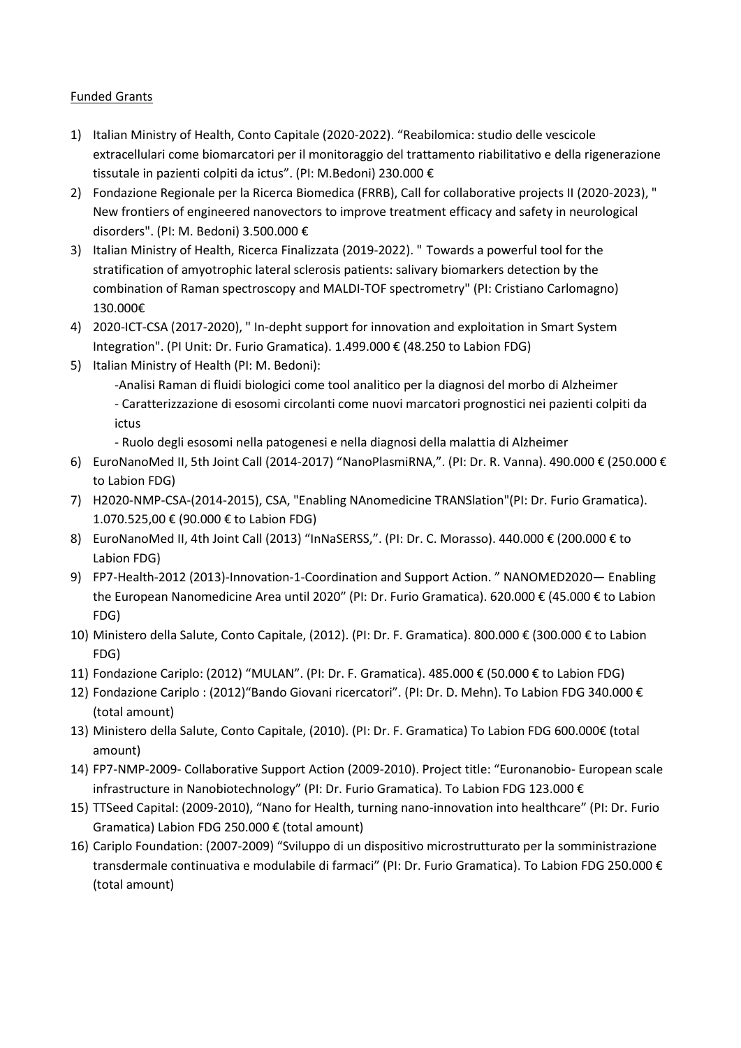Funded Grants

1) Italian Ministry of Health, Conto Capitale (2020-2022). "Reabilomica: studio delle vescicole extracellulari come biomarcatori per il monitoraggio del trattamento riabilitativo e della rigenerazione tissutale in pazienti colpiti da ictus". (PI: M.Bedoni) 230.000 €
2) Fondazione Regionale per la Ricerca Biomedica (FRRB), Call for collaborative projects II (2020-2023), " New frontiers of engineered nanovectors to improve treatment efficacy and safety in neurological disorders". (PI: M. Bedoni) 3.500.000 €
3) Italian Ministry of Health, Ricerca Finalizzata (2019-2022). " Towards a powerful tool for the stratification of amyotrophic lateral sclerosis patients: salivary biomarkers detection by the combination of Raman spectroscopy and MALDI-TOF spectrometry" (PI: Cristiano Carlomagno) 130.000€
4) 2020-ICT-CSA (2017-2020), " In-depht support for innovation and exploitation in Smart System Integration". (PI Unit: Dr. Furio Gramatica). 1.499.000 € (48.250 to Labion FDG)
5) Italian Ministry of Health (PI: M. Bedoni):
   - Analisi Raman di fluidi biologici come tool analitico per la diagnosi del morbo di Alzheimer
   - Caratterizzazione di esosomi circolanti come nuovi marcatori prognostici nei pazienti colpiti da ictus
   - Ruolo degli esosomi nella patogenesi e nella diagnosi della malattia di Alzheimer
6) EuroNanoMed II, 5th Joint Call (2014-2017) "NanoPlasmiRNA,". (PI: Dr. R. Vanna). 490.000 € (250.000 € to Labion FDG)
7) H2020-NMP-CSA-(2014-2015), CSA, "Enabling NAnomedicine TRANSlation"(PI: Dr. Furio Gramatica). 1.070.525,00 € (90.000 € to Labion FDG)
8) EuroNanoMed II, 4th Joint Call (2013) "InNaSERSS,". (PI: Dr. C. Morasso). 440.000 € (200.000 € to Labion FDG)
9) FP7-Health-2012 (2013)-Innovation-1-Coordination and Support Action. " NANOMED2020— Enabling the European Nanomedicine Area until 2020" (PI: Dr. Furio Gramatica). 620.000 € (45.000 € to Labion FDG)
10) Ministero della Salute, Conto Capitale, (2012). (PI: Dr. F. Gramatica). 800.000 € (300.000 € to Labion FDG)
11) Fondazione Cariplo: (2012) "MULAN". (PI: Dr. F. Gramatica). 485.000 € (50.000 € to Labion FDG)
12) Fondazione Cariplo : (2012)"Bando Giovani ricercatori". (PI: Dr. D. Mehn). To Labion FDG 340.000 € (total amount)
13) Ministero della Salute, Conto Capitale, (2010). (PI: Dr. F. Gramatica) To Labion FDG 600.000€ (total amount)
14) FP7-NMP-2009- Collaborative Support Action (2009-2010). Project title: "Euronanobio- European scale infrastructure in Nanobiotechnology" (PI: Dr. Furio Gramatica). To Labion FDG 123.000 €
15) TTSeed Capital: (2009-2010), "Nano for Health, turning nano-innovation into healthcare" (PI: Dr. Furio Gramatica) Labion FDG 250.000 € (total amount)
16) Cariplo Foundation: (2007-2009) "Sviluppo di un dispositivo microstrutturato per la somministrazione transdermale continuativa e modulabile di farmaci" (PI: Dr. Furio Gramatica). To Labion FDG 250.000 € (total amount)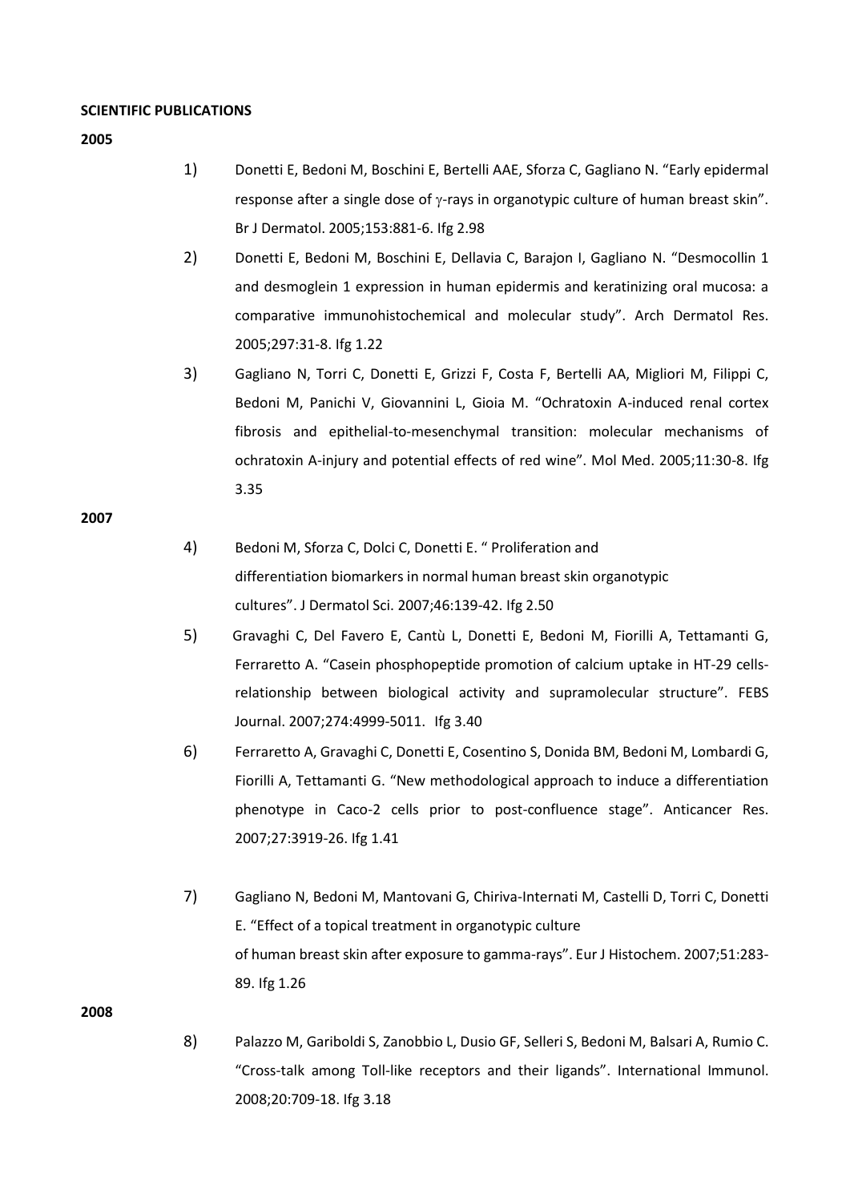**SCIENTIFIC PUBLICATIONS**

**2005**

1) Donetti E, Bedoni M, Boschini E, Bertelli AAE, Sforza C, Gagliano N. "Early epidermal response after a single dose of $\gamma$-rays in organotypic culture of human breast skin". Br J Dermatol. 2005;153:881-6. Ifg 2.98

2) Donetti E, Bedoni M, Boschini E, Dellavia C, Barajon I, Gagliano N. "Desmocollin 1 and desmoglein 1 expression in human epidermis and keratinizing oral mucosa: a comparative immunohistochemical and molecular study". Arch Dermatol Res. 2005;297:31-8. Ifg 1.22

3) Gagliano N, Torri C, Donetti E, Grizzi F, Costa F, Bertelli AA, Migliori M, Filippi C, Bedoni M, Panichi V, Giovannini L, Gioia M. "Ochratoxin A-induced renal cortex fibrosis and epithelial-to-mesenchymal transition: molecular mechanisms of ochratoxin A-injury and potential effects of red wine". Mol Med. 2005;11:30-8. Ifg 3.35

**2007**

4) Bedoni M, Sforza C, Dolci C, Donetti E. " Proliferation and differentiation biomarkers in normal human breast skin organotypic cultures". J Dermatol Sci. 2007;46:139-42. Ifg 2.50

5) Gravaghi C, Del Favero E, Cantù L, Donetti E, Bedoni M, Fiorilli A, Tettamanti G, Ferraretto A. "Casein phosphopeptide promotion of calcium uptake in HT-29 cells-relationship between biological activity and supramolecular structure". FEBS Journal. 2007;274:4999-5011. Ifg 3.40

6) Ferraretto A, Gravaghi C, Donetti E, Cosentino S, Donida BM, Bedoni M, Lombardi G, Fiorilli A, Tettamanti G. "New methodological approach to induce a differentiation phenotype in Caco-2 cells prior to post-confluence stage". Anticancer Res. 2007;27:3919-26. Ifg 1.41

7) Gagliano N, Bedoni M, Mantovani G, Chiriva-Internati M, Castelli D, Torri C, Donetti E. "Effect of a topical treatment in organotypic culture of human breast skin after exposure to gamma-rays". Eur J Histochem. 2007;51:283-89. Ifg 1.26

**2008**

8) Palazzo M, Gariboldi S, Zanobbio L, Dusio GF, Selleri S, Bedoni M, Balsari A, Rumio C. "Cross-talk among Toll-like receptors and their ligands". International Immunol. 2008;20:709-18. Ifg 3.18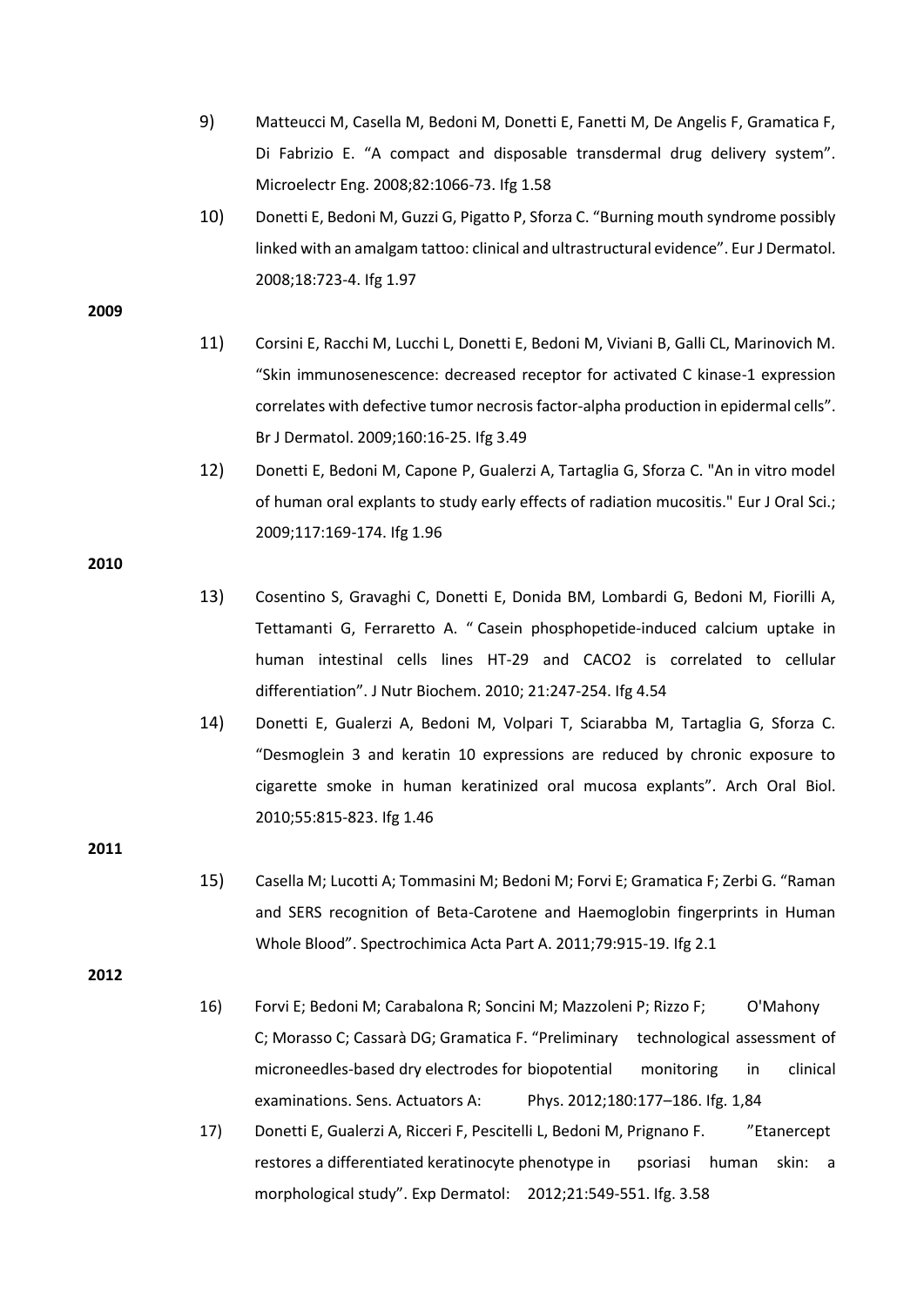9) Matteucci M, Casella M, Bedoni M, Donetti E, Fanetti M, De Angelis F, Gramatica F, Di Fabrizio E. "A compact and disposable transdermal drug delivery system". Microelectr Eng. 2008;82:1066-73. Ifg 1.58

10) Donetti E, Bedoni M, Guzzi G, Pigatto P, Sforza C. "Burning mouth syndrome possibly linked with an amalgam tattoo: clinical and ultrastructural evidence". Eur J Dermatol. 2008;18:723-4. Ifg 1.97

**2009**

11) Corsini E, Racchi M, Lucchi L, Donetti E, Bedoni M, Viviani B, Galli CL, Marinovich M. "Skin immunosenescence: decreased receptor for activated C kinase-1 expression correlates with defective tumor necrosis factor-alpha production in epidermal cells". Br J Dermatol. 2009;160:16-25. Ifg 3.49

12) Donetti E, Bedoni M, Capone P, Gualerzi A, Tartaglia G, Sforza C. "An in vitro model of human oral explants to study early effects of radiation mucositis." Eur J Oral Sci.; 2009;117:169-174. Ifg 1.96

**2010**

13) Cosentino S, Gravaghi C, Donetti E, Donida BM, Lombardi G, Bedoni M, Fiorilli A, Tettamanti G, Ferraretto A. " Casein phosphopetide-induced calcium uptake in human intestinal cells lines HT-29 and CACO2 is correlated to cellular differentiation". J Nutr Biochem. 2010; 21:247-254. Ifg 4.54

14) Donetti E, Gualerzi A, Bedoni M, Volpari T, Sciarabba M, Tartaglia G, Sforza C. "Desmoglein 3 and keratin 10 expressions are reduced by chronic exposure to cigarette smoke in human keratinized oral mucosa explants". Arch Oral Biol. 2010;55:815-823. Ifg 1.46

**2011**

15) Casella M; Lucotti A; Tommasini M; Bedoni M; Forvi E; Gramatica F; Zerbi G. "Raman and SERS recognition of Beta-Carotene and Haemoglobin fingerprints in Human Whole Blood". Spectrochimica Acta Part A. 2011;79:915-19. Ifg 2.1

**2012**

16) Forvi E; Bedoni M; Carabalona R; Soncini M; Mazzoleni P; Rizzo F; O'Mahony C; Morasso C; Cassarà DG; Gramatica F. "Preliminary technological assessment of microneedles-based dry electrodes for biopotential monitoring in clinical examinations. Sens. Actuators A: Phys. 2012;180:177–186. Ifg. 1,84

17) Donetti E, Gualerzi A, Ricceri F, Pescitelli L, Bedoni M, Prignano F. "Etanercept restores a differentiated keratinocyte phenotype in psoriasi human skin: a morphological study". Exp Dermatol: 2012;21:549-551. Ifg. 3.58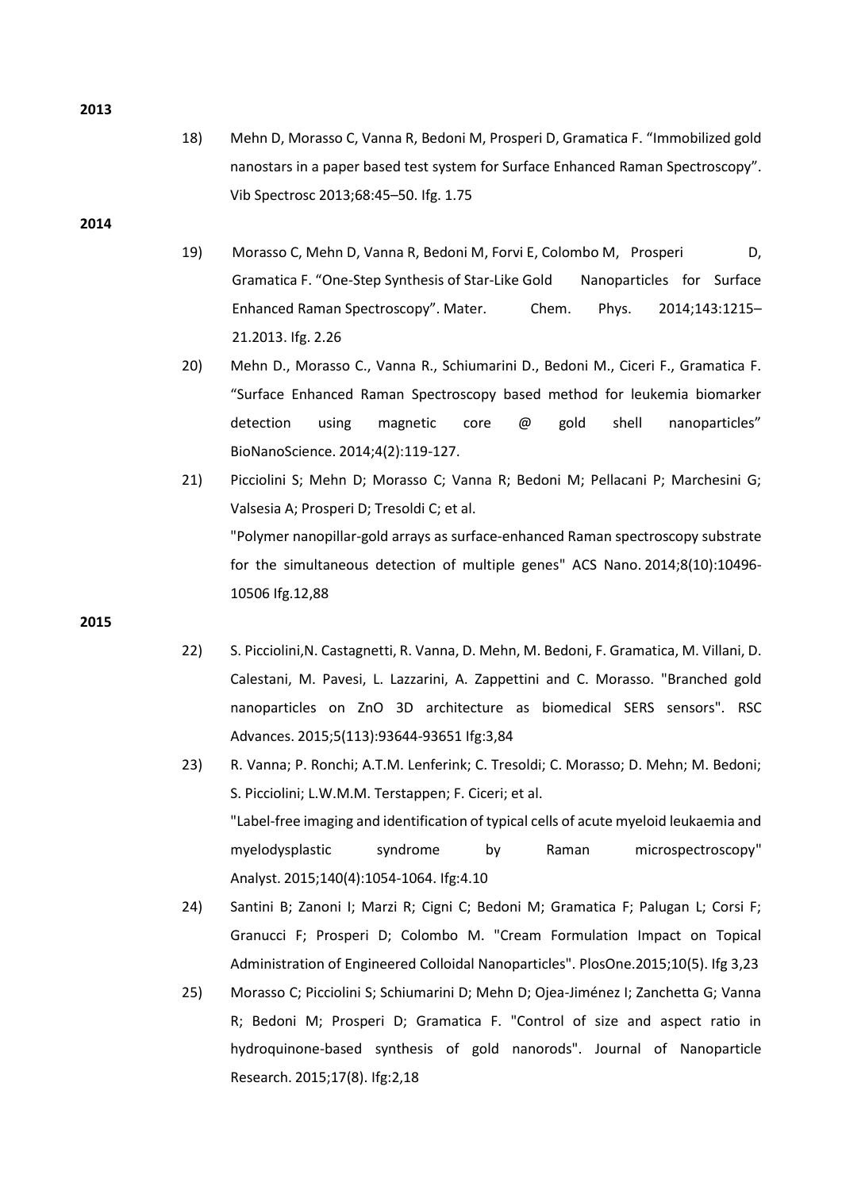**2013**

18) Mehn D, Morasso C, Vanna R, Bedoni M, Prosperi D, Gramatica F. "Immobilized gold nanostars in a paper based test system for Surface Enhanced Raman Spectroscopy". Vib Spectrosc 2013;68:45–50. Ifg. 1.75

**2014**

19) Morasso C, Mehn D, Vanna R, Bedoni M, Forvi E, Colombo M, Prosperi D, Gramatica F. "One-Step Synthesis of Star-Like Gold Nanoparticles for Surface Enhanced Raman Spectroscopy". Mater. Chem. Phys. 2014;143:1215–21.2013. Ifg. 2.26

20) Mehn D., Morasso C., Vanna R., Schiumarini D., Bedoni M., Ciceri F., Gramatica F. "Surface Enhanced Raman Spectroscopy based method for leukemia biomarker detection using magnetic core @ gold shell nanoparticles" BioNanoScience. 2014;4(2):119-127.

21) Picciolini S; Mehn D; Morasso C; Vanna R; Bedoni M; Pellacani P; Marchesini G; Valsesia A; Prosperi D; Tresoldi C; et al.
"Polymer nanopillar-gold arrays as surface-enhanced Raman spectroscopy substrate for the simultaneous detection of multiple genes" ACS Nano. 2014;8(10):10496-10506 Ifg.12,88

**2015**

22) S. Picciolini,N. Castagnetti, R. Vanna, D. Mehn, M. Bedoni, F. Gramatica, M. Villani, D. Calestani, M. Pavesi, L. Lazzarini, A. Zappettini and C. Morasso. "Branched gold nanoparticles on ZnO 3D architecture as biomedical SERS sensors". RSC Advances. 2015;5(113):93644-93651 Ifg:3,84

23) R. Vanna; P. Ronchi; A.T.M. Lenferink; C. Tresoldi; C. Morasso; D. Mehn; M. Bedoni; S. Picciolini; L.W.M.M. Terstappen; F. Ciceri; et al.
"Label-free imaging and identification of typical cells of acute myeloid leukaemia and myelodysplastic syndrome by Raman microspectroscopy" Analyst. 2015;140(4):1054-1064. Ifg:4.10

24) Santini B; Zanoni I; Marzi R; Cigni C; Bedoni M; Gramatica F; Palugan L; Corsi F; Granucci F; Prosperi D; Colombo M. "Cream Formulation Impact on Topical Administration of Engineered Colloidal Nanoparticles". PlosOne.2015;10(5). Ifg 3,23

25) Morasso C; Picciolini S; Schiumarini D; Mehn D; Ojea-Jiménez I; Zanchetta G; Vanna R; Bedoni M; Prosperi D; Gramatica F. "Control of size and aspect ratio in hydroquinone-based synthesis of gold nanorods". Journal of Nanoparticle Research. 2015;17(8). Ifg:2,18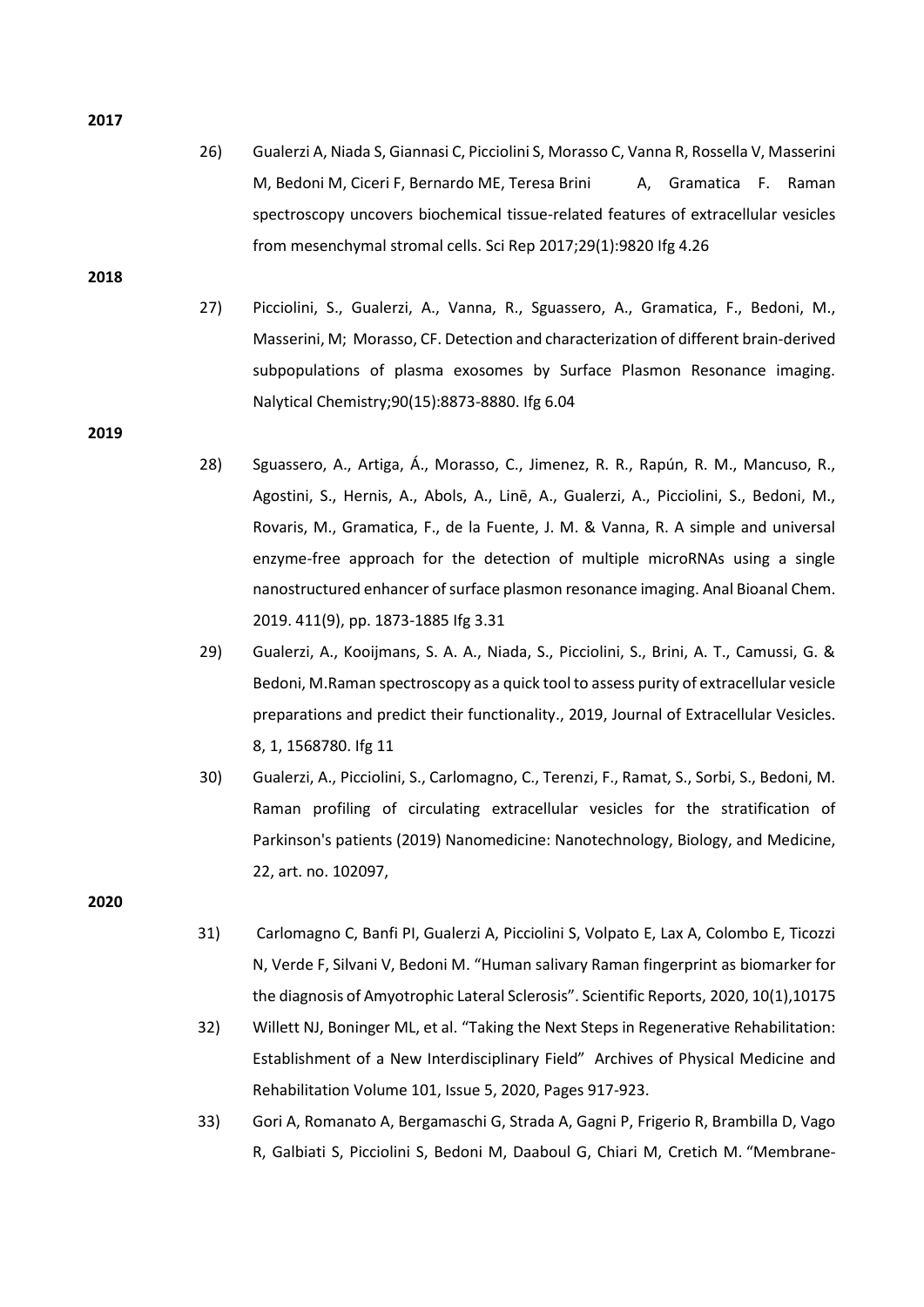**2017**

26) Gualerzi A, Niada S, Giannasi C, Picciolini S, Morasso C, Vanna R, Rossella V, Masserini M, Bedoni M, Ciceri F, Bernardo ME, Teresa Brini A, Gramatica F. Raman spectroscopy uncovers biochemical tissue-related features of extracellular vesicles from mesenchymal stromal cells. Sci Rep 2017;29(1):9820 Ifg 4.26

**2018**

27) Picciolini, S., Gualerzi, A., Vanna, R., Sguassero, A., Gramatica, F., Bedoni, M., Masserini, M; Morasso, CF. Detection and characterization of different brain-derived subpopulations of plasma exosomes by Surface Plasmon Resonance imaging. Nalytical Chemistry;90(15):8873-8880. Ifg 6.04

**2019**

28) Sguassero, A., Artiga, Á., Morasso, C., Jimenez, R. R., Rapún, R. M., Mancuso, R., Agostini, S., Hernis, A., Abols, A., Linē, A., Gualerzi, A., Picciolini, S., Bedoni, M., Rovaris, M., Gramatica, F., de la Fuente, J. M. & Vanna, R. A simple and universal enzyme-free approach for the detection of multiple microRNAs using a single nanostructured enhancer of surface plasmon resonance imaging. Anal Bioanal Chem. 2019. 411(9), pp. 1873-1885 Ifg 3.31

29) Gualerzi, A., Kooijmans, S. A. A., Niada, S., Picciolini, S., Brini, A. T., Camussi, G. & Bedoni, M.Raman spectroscopy as a quick tool to assess purity of extracellular vesicle preparations and predict their functionality., 2019, Journal of Extracellular Vesicles. 8, 1, 1568780. Ifg 11

30) Gualerzi, A., Picciolini, S., Carlomagno, C., Terenzi, F., Ramat, S., Sorbi, S., Bedoni, M. Raman profiling of circulating extracellular vesicles for the stratification of Parkinson's patients (2019) Nanomedicine: Nanotechnology, Biology, and Medicine, 22, art. no. 102097,

**2020**

31) Carlomagno C, Banfi PI, Gualerzi A, Picciolini S, Volpato E, Lax A, Colombo E, Ticozzi N, Verde F, Silvani V, Bedoni M. "Human salivary Raman fingerprint as biomarker for the diagnosis of Amyotrophic Lateral Sclerosis". Scientific Reports, 2020, 10(1),10175

32) Willett NJ, Boninger ML, et al. "Taking the Next Steps in Regenerative Rehabilitation: Establishment of a New Interdisciplinary Field" Archives of Physical Medicine and Rehabilitation Volume 101, Issue 5, 2020, Pages 917-923.

33) Gori A, Romanato A, Bergamaschi G, Strada A, Gagni P, Frigerio R, Brambilla D, Vago R, Galbiati S, Picciolini S, Bedoni M, Daaboul G, Chiari M, Cretich M. "Membrane-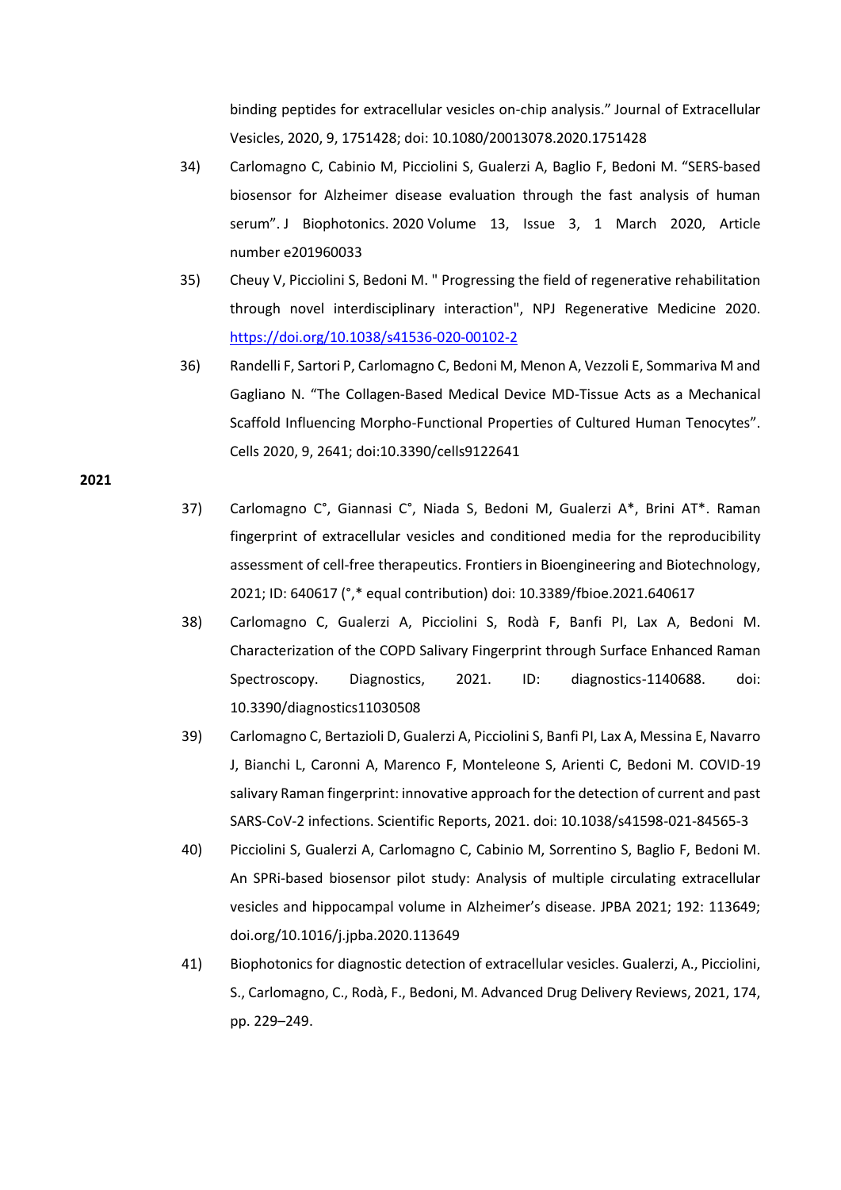binding peptides for extracellular vesicles on-chip analysis." Journal of Extracellular Vesicles, 2020, 9, 1751428; doi: 10.1080/20013078.2020.1751428

34) Carlomagno C, Cabinio M, Picciolini S, Gualerzi A, Baglio F, Bedoni M. "SERS-based biosensor for Alzheimer disease evaluation through the fast analysis of human serum". J Biophotonics. 2020 Volume 13, Issue 3, 1 March 2020, Article number e201960033

35) Cheuy V, Picciolini S, Bedoni M. " Progressing the field of regenerative rehabilitation through novel interdisciplinary interaction", NPJ Regenerative Medicine 2020. https://doi.org/10.1038/s41536-020-00102-2

36) Randelli F, Sartori P, Carlomagno C, Bedoni M, Menon A, Vezzoli E, Sommariva M and Gagliano N. "The Collagen-Based Medical Device MD-Tissue Acts as a Mechanical Scaffold Influencing Morpho-Functional Properties of Cultured Human Tenocytes". Cells 2020, 9, 2641; doi:10.3390/cells9122641

**2021**

37) Carlomagno C°, Giannasi C°, Niada S, Bedoni M, Gualerzi A*, Brini AT*. Raman fingerprint of extracellular vesicles and conditioned media for the reproducibility assessment of cell-free therapeutics. Frontiers in Bioengineering and Biotechnology, 2021; ID: 640617 (°,* equal contribution) doi: 10.3389/fbioe.2021.640617

38) Carlomagno C, Gualerzi A, Picciolini S, Rodà F, Banfi PI, Lax A, Bedoni M. Characterization of the COPD Salivary Fingerprint through Surface Enhanced Raman Spectroscopy. Diagnostics, 2021. ID: diagnostics-1140688. doi: 10.3390/diagnostics11030508

39) Carlomagno C, Bertazioli D, Gualerzi A, Picciolini S, Banfi PI, Lax A, Messina E, Navarro J, Bianchi L, Caronni A, Marenco F, Monteleone S, Arienti C, Bedoni M. COVID-19 salivary Raman fingerprint: innovative approach for the detection of current and past SARS-CoV-2 infections. Scientific Reports, 2021. doi: 10.1038/s41598-021-84565-3

40) Picciolini S, Gualerzi A, Carlomagno C, Cabinio M, Sorrentino S, Baglio F, Bedoni M. An SPRi-based biosensor pilot study: Analysis of multiple circulating extracellular vesicles and hippocampal volume in Alzheimer's disease. JPBA 2021; 192: 113649; doi.org/10.1016/j.jpba.2020.113649

41) Biophotonics for diagnostic detection of extracellular vesicles. Gualerzi, A., Picciolini, S., Carlomagno, C., Rodà, F., Bedoni, M. Advanced Drug Delivery Reviews, 2021, 174, pp. 229–249.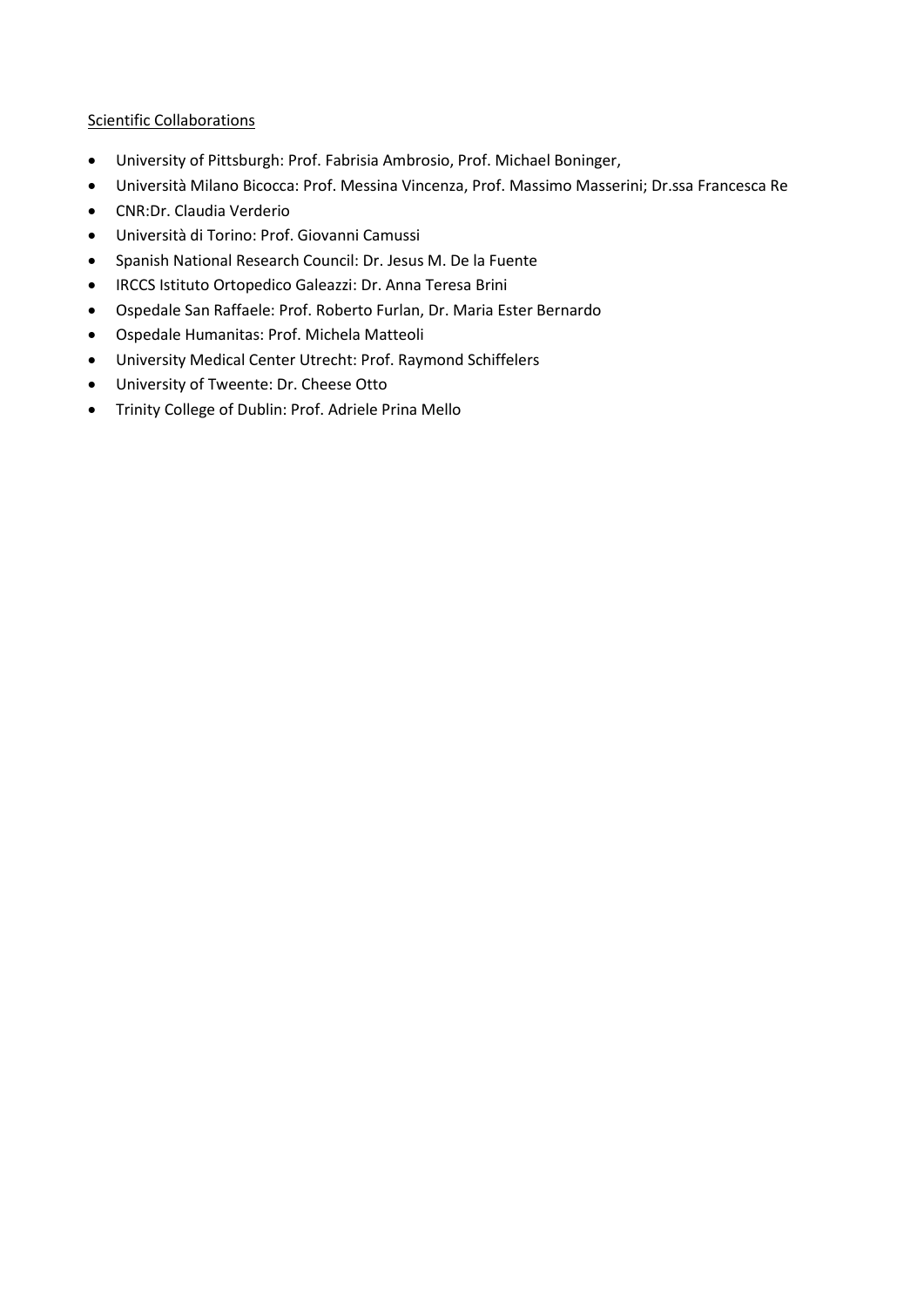<u>Scientific Collaborations</u>

- University of Pittsburgh: Prof. Fabrisia Ambrosio, Prof. Michael Boninger,
- Università Milano Bicocca: Prof. Messina Vincenza, Prof. Massimo Masserini; Dr.ssa Francesca Re
- CNR:Dr. Claudia Verderio
- Università di Torino: Prof. Giovanni Camussi
- Spanish National Research Council: Dr. Jesus M. De la Fuente
- IRCCS Istituto Ortopedico Galeazzi: Dr. Anna Teresa Brini
- Ospedale San Raffaele: Prof. Roberto Furlan, Dr. Maria Ester Bernardo
- Ospedale Humanitas: Prof. Michela Matteoli
- University Medical Center Utrecht: Prof. Raymond Schiffelers
- University of Tweente: Dr. Cheese Otto
- Trinity College of Dublin: Prof. Adriele Prina Mello